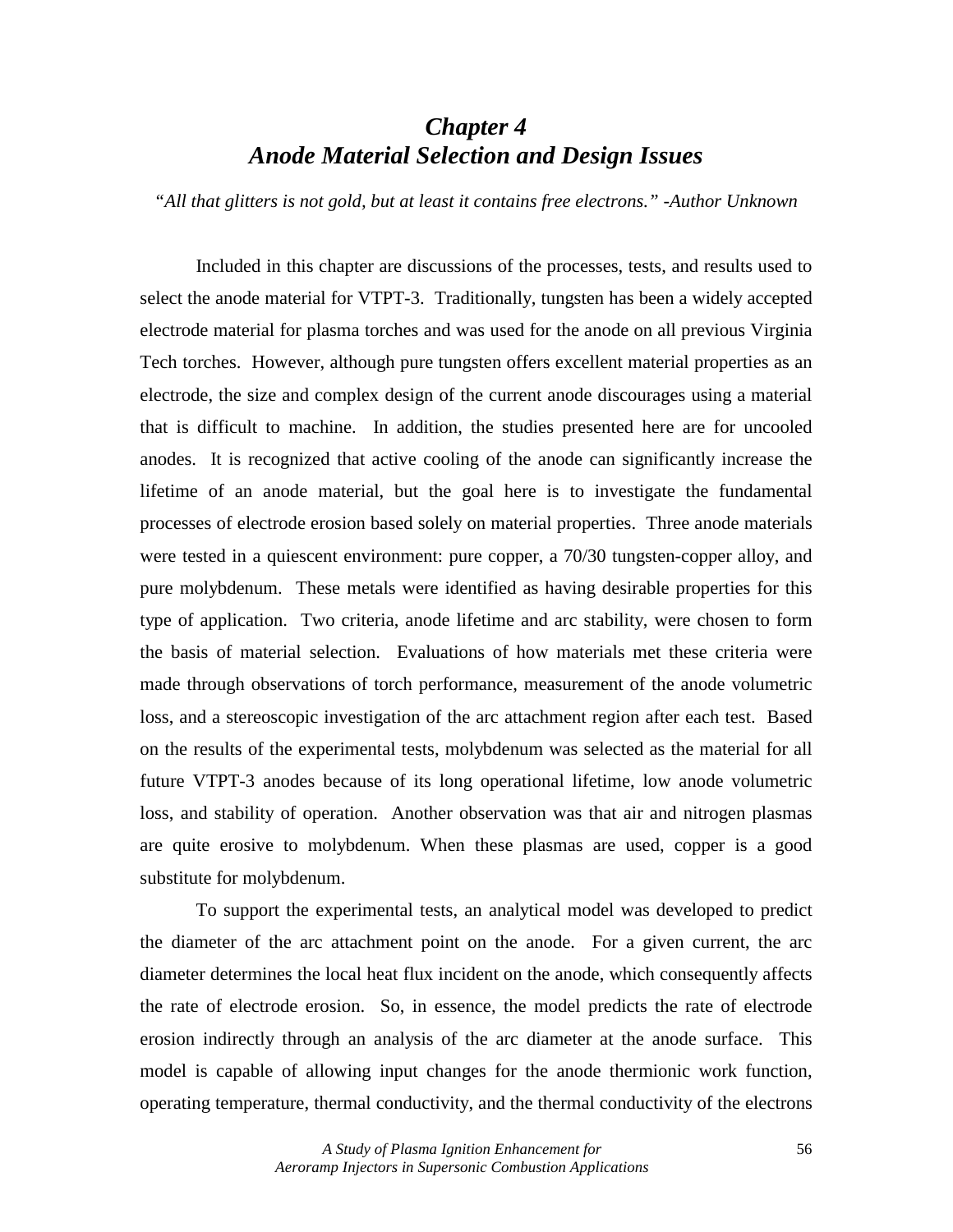# *Chapter 4*
# *Anode Material Selection and Design Issues*

*"All that glitters is not gold, but at least it contains free electrons." -Author Unknown*

Included in this chapter are discussions of the processes, tests, and results used to select the anode material for VTPT-3. Traditionally, tungsten has been a widely accepted electrode material for plasma torches and was used for the anode on all previous Virginia Tech torches. However, although pure tungsten offers excellent material properties as an electrode, the size and complex design of the current anode discourages using a material that is difficult to machine. In addition, the studies presented here are for uncooled anodes. It is recognized that active cooling of the anode can significantly increase the lifetime of an anode material, but the goal here is to investigate the fundamental processes of electrode erosion based solely on material properties. Three anode materials were tested in a quiescent environment: pure copper, a 70/30 tungsten-copper alloy, and pure molybdenum. These metals were identified as having desirable properties for this type of application. Two criteria, anode lifetime and arc stability, were chosen to form the basis of material selection. Evaluations of how materials met these criteria were made through observations of torch performance, measurement of the anode volumetric loss, and a stereoscopic investigation of the arc attachment region after each test. Based on the results of the experimental tests, molybdenum was selected as the material for all future VTPT-3 anodes because of its long operational lifetime, low anode volumetric loss, and stability of operation. Another observation was that air and nitrogen plasmas are quite erosive to molybdenum. When these plasmas are used, copper is a good substitute for molybdenum.

To support the experimental tests, an analytical model was developed to predict the diameter of the arc attachment point on the anode. For a given current, the arc diameter determines the local heat flux incident on the anode, which consequently affects the rate of electrode erosion. So, in essence, the model predicts the rate of electrode erosion indirectly through an analysis of the arc diameter at the anode surface. This model is capable of allowing input changes for the anode thermionic work function, operating temperature, thermal conductivity, and the thermal conductivity of the electrons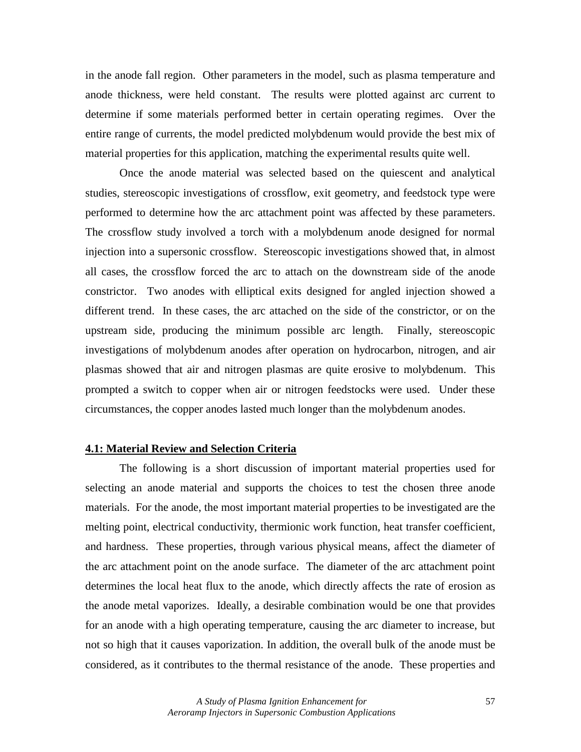in the anode fall region. Other parameters in the model, such as plasma temperature and anode thickness, were held constant. The results were plotted against arc current to determine if some materials performed better in certain operating regimes. Over the entire range of currents, the model predicted molybdenum would provide the best mix of material properties for this application, matching the experimental results quite well.

Once the anode material was selected based on the quiescent and analytical studies, stereoscopic investigations of crossflow, exit geometry, and feedstock type were performed to determine how the arc attachment point was affected by these parameters. The crossflow study involved a torch with a molybdenum anode designed for normal injection into a supersonic crossflow. Stereoscopic investigations showed that, in almost all cases, the crossflow forced the arc to attach on the downstream side of the anode constrictor. Two anodes with elliptical exits designed for angled injection showed a different trend. In these cases, the arc attached on the side of the constrictor, or on the upstream side, producing the minimum possible arc length. Finally, stereoscopic investigations of molybdenum anodes after operation on hydrocarbon, nitrogen, and air plasmas showed that air and nitrogen plasmas are quite erosive to molybdenum. This prompted a switch to copper when air or nitrogen feedstocks were used. Under these circumstances, the copper anodes lasted much longer than the molybdenum anodes.

## 4.1: Material Review and Selection Criteria

The following is a short discussion of important material properties used for selecting an anode material and supports the choices to test the chosen three anode materials. For the anode, the most important material properties to be investigated are the melting point, electrical conductivity, thermionic work function, heat transfer coefficient, and hardness. These properties, through various physical means, affect the diameter of the arc attachment point on the anode surface. The diameter of the arc attachment point determines the local heat flux to the anode, which directly affects the rate of erosion as the anode metal vaporizes. Ideally, a desirable combination would be one that provides for an anode with a high operating temperature, causing the arc diameter to increase, but not so high that it causes vaporization. In addition, the overall bulk of the anode must be considered, as it contributes to the thermal resistance of the anode. These properties and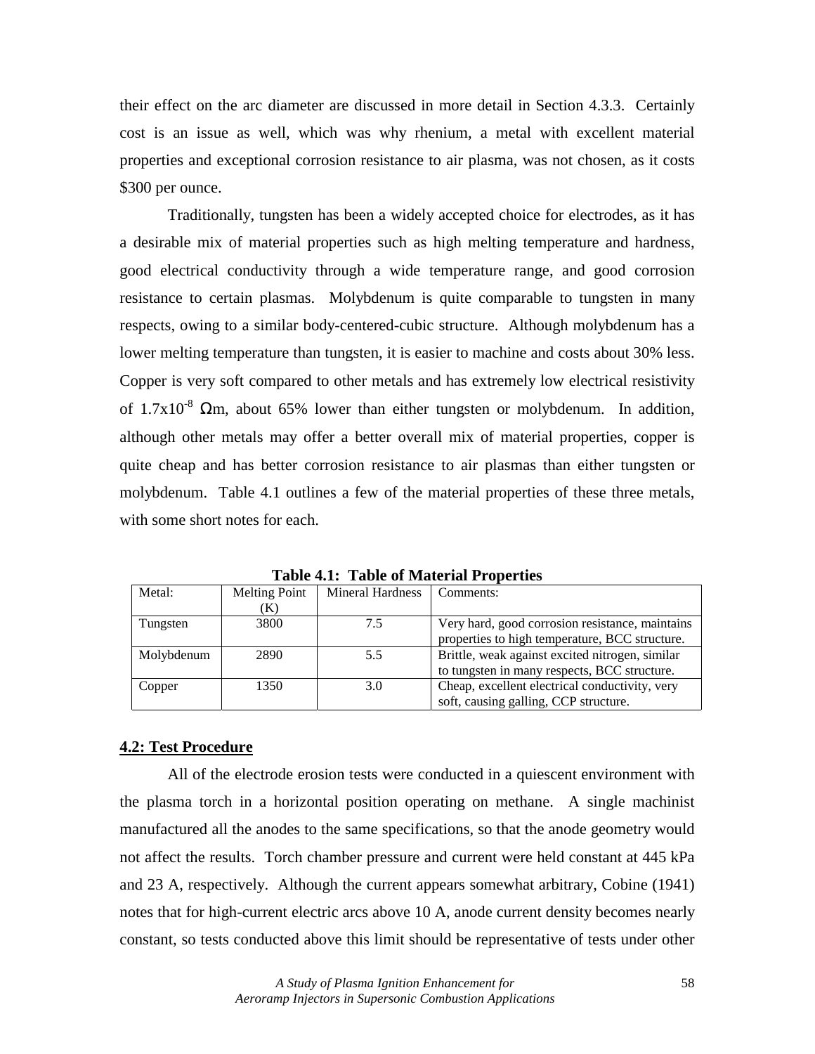their effect on the arc diameter are discussed in more detail in Section 4.3.3. Certainly cost is an issue as well, which was why rhenium, a metal with excellent material properties and exceptional corrosion resistance to air plasma, was not chosen, as it costs $300 per ounce.

Traditionally, tungsten has been a widely accepted choice for electrodes, as it has a desirable mix of material properties such as high melting temperature and hardness, good electrical conductivity through a wide temperature range, and good corrosion resistance to certain plasmas. Molybdenum is quite comparable to tungsten in many respects, owing to a similar body-centered-cubic structure. Although molybdenum has a lower melting temperature than tungsten, it is easier to machine and costs about 30% less. Copper is very soft compared to other metals and has extremely low electrical resistivity of $1.7 \times 10^{-8}$ Ωm, about 65% lower than either tungsten or molybdenum. In addition, although other metals may offer a better overall mix of material properties, copper is quite cheap and has better corrosion resistance to air plasmas than either tungsten or molybdenum. Table 4.1 outlines a few of the material properties of these three metals, with some short notes for each.

**Table 4.1: Table of Material Properties**

| Metal: | Melting Point (K) | Mineral Hardness | Comments: |
|---|---|---|---|
| Tungsten | 3800 | 7.5 | Very hard, good corrosion resistance, maintains properties to high temperature, BCC structure. |
| Molybdenum | 2890 | 5.5 | Brittle, weak against excited nitrogen, similar to tungsten in many respects, BCC structure. |
| Copper | 1350 | 3.0 | Cheap, excellent electrical conductivity, very soft, causing galling, CCP structure. |

## 4.2: Test Procedure

All of the electrode erosion tests were conducted in a quiescent environment with the plasma torch in a horizontal position operating on methane. A single machinist manufactured all the anodes to the same specifications, so that the anode geometry would not affect the results. Torch chamber pressure and current were held constant at 445 kPa and 23 A, respectively. Although the current appears somewhat arbitrary, Cobine (1941) notes that for high-current electric arcs above 10 A, anode current density becomes nearly constant, so tests conducted above this limit should be representative of tests under other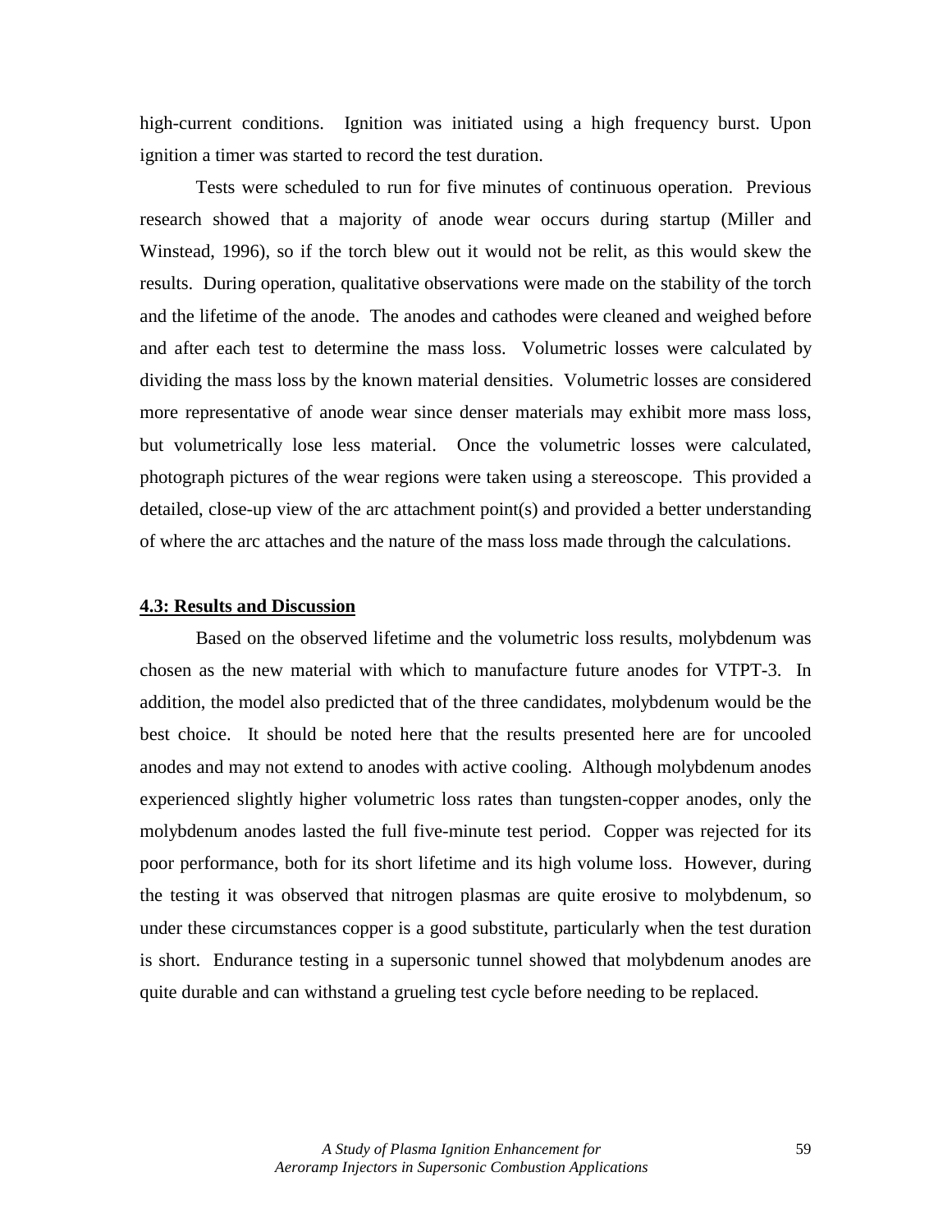high-current conditions. Ignition was initiated using a high frequency burst. Upon ignition a timer was started to record the test duration.

Tests were scheduled to run for five minutes of continuous operation. Previous research showed that a majority of anode wear occurs during startup (Miller and Winstead, 1996), so if the torch blew out it would not be relit, as this would skew the results. During operation, qualitative observations were made on the stability of the torch and the lifetime of the anode. The anodes and cathodes were cleaned and weighed before and after each test to determine the mass loss. Volumetric losses were calculated by dividing the mass loss by the known material densities. Volumetric losses are considered more representative of anode wear since denser materials may exhibit more mass loss, but volumetrically lose less material. Once the volumetric losses were calculated, photograph pictures of the wear regions were taken using a stereoscope. This provided a detailed, close-up view of the arc attachment point(s) and provided a better understanding of where the arc attaches and the nature of the mass loss made through the calculations.

## 4.3: Results and Discussion

Based on the observed lifetime and the volumetric loss results, molybdenum was chosen as the new material with which to manufacture future anodes for VTPT-3. In addition, the model also predicted that of the three candidates, molybdenum would be the best choice. It should be noted here that the results presented here are for uncooled anodes and may not extend to anodes with active cooling. Although molybdenum anodes experienced slightly higher volumetric loss rates than tungsten-copper anodes, only the molybdenum anodes lasted the full five-minute test period. Copper was rejected for its poor performance, both for its short lifetime and its high volume loss. However, during the testing it was observed that nitrogen plasmas are quite erosive to molybdenum, so under these circumstances copper is a good substitute, particularly when the test duration is short. Endurance testing in a supersonic tunnel showed that molybdenum anodes are quite durable and can withstand a grueling test cycle before needing to be replaced.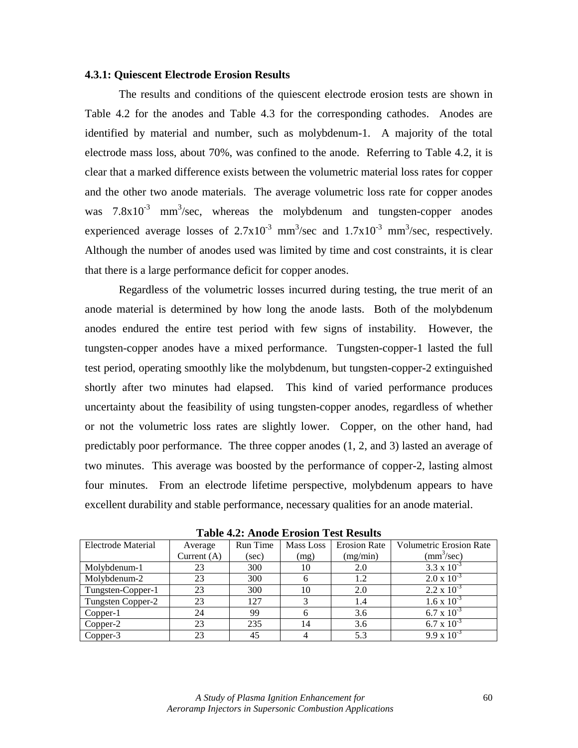### 4.3.1: Quiescent Electrode Erosion Results

The results and conditions of the quiescent electrode erosion tests are shown in Table 4.2 for the anodes and Table 4.3 for the corresponding cathodes. Anodes are identified by material and number, such as molybdenum-1. A majority of the total electrode mass loss, about 70%, was confined to the anode. Referring to Table 4.2, it is clear that a marked difference exists between the volumetric material loss rates for copper and the other two anode materials. The average volumetric loss rate for copper anodes was $7.8 \times 10^{-3}$ $mm^3$/sec, whereas the molybdenum and tungsten-copper anodes experienced average losses of $2.7 \times 10^{-3}$ $mm^3$/sec and $1.7 \times 10^{-3}$ $mm^3$/sec, respectively. Although the number of anodes used was limited by time and cost constraints, it is clear that there is a large performance deficit for copper anodes.

Regardless of the volumetric losses incurred during testing, the true merit of an anode material is determined by how long the anode lasts. Both of the molybdenum anodes endured the entire test period with few signs of instability. However, the tungsten-copper anodes have a mixed performance. Tungsten-copper-1 lasted the full test period, operating smoothly like the molybdenum, but tungsten-copper-2 extinguished shortly after two minutes had elapsed. This kind of varied performance produces uncertainty about the feasibility of using tungsten-copper anodes, regardless of whether or not the volumetric loss rates are slightly lower. Copper, on the other hand, had predictably poor performance. The three copper anodes (1, 2, and 3) lasted an average of two minutes. This average was boosted by the performance of copper-2, lasting almost four minutes. From an electrode lifetime perspective, molybdenum appears to have excellent durability and stable performance, necessary qualities for an anode material.

**Table 4.2: Anode Erosion Test Results**

| Electrode Material | Average Current (A) | Run Time (sec) | Mass Loss (mg) | Erosion Rate (mg/min) | Volumetric Erosion Rate ($mm^3$/sec) |
|---|---|---|---|---|---|
| Molybdenum-1 | 23 | 300 | 10 | 2.0 | $3.3 \times 10^{-3}$ |
| Molybdenum-2 | 23 | 300 | 6 | 1.2 | $2.0 \times 10^{-3}$ |
| Tungsten-Copper-1 | 23 | 300 | 10 | 2.0 | $2.2 \times 10^{-3}$ |
| Tungsten Copper-2 | 23 | 127 | 3 | 1.4 | $1.6 \times 10^{-3}$ |
| Copper-1 | 24 | 99 | 6 | 3.6 | $6.7 \times 10^{-3}$ |
| Copper-2 | 23 | 235 | 14 | 3.6 | $6.7 \times 10^{-3}$ |
| Copper-3 | 23 | 45 | 4 | 5.3 | $9.9 \times 10^{-3}$ |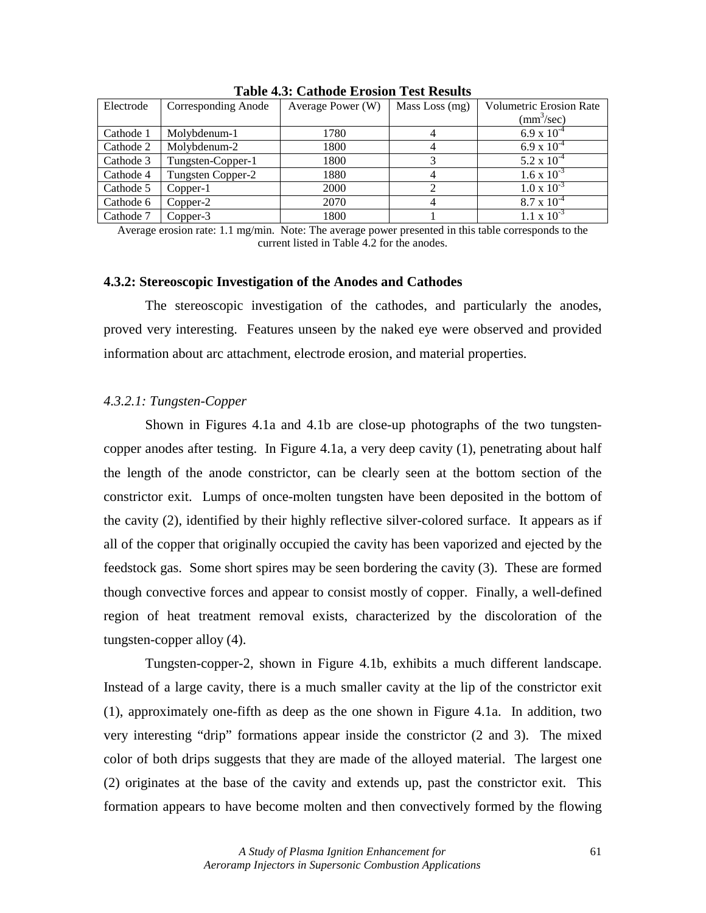**Table 4.3: Cathode Erosion Test Results**

| Electrode | Corresponding Anode | Average Power (W) | Mass Loss (mg) | Volumetric Erosion Rate ($mm^3$/sec) |
|---|---|---|---|---|
| Cathode 1 | Molybdenum-1 | 1780 | 4 | $6.9 \times 10^{-4}$ |
| Cathode 2 | Molybdenum-2 | 1800 | 4 | $6.9 \times 10^{-4}$ |
| Cathode 3 | Tungsten-Copper-1 | 1800 | 3 | $5.2 \times 10^{-4}$ |
| Cathode 4 | Tungsten Copper-2 | 1880 | 4 | $1.6 \times 10^{-3}$ |
| Cathode 5 | Copper-1 | 2000 | 2 | $1.0 \times 10^{-3}$ |
| Cathode 6 | Copper-2 | 2070 | 4 | $8.7 \times 10^{-4}$ |
| Cathode 7 | Copper-3 | 1800 | 1 | $1.1 \times 10^{-3}$ |

Average erosion rate: 1.1 mg/min. Note: The average power presented in this table corresponds to the current listed in Table 4.2 for the anodes.

### 4.3.2: Stereoscopic Investigation of the Anodes and Cathodes

The stereoscopic investigation of the cathodes, and particularly the anodes, proved very interesting. Features unseen by the naked eye were observed and provided information about arc attachment, electrode erosion, and material properties.

#### *4.3.2.1: Tungsten-Copper*

Shown in Figures 4.1a and 4.1b are close-up photographs of the two tungsten-copper anodes after testing. In Figure 4.1a, a very deep cavity (1), penetrating about half the length of the anode constrictor, can be clearly seen at the bottom section of the constrictor exit. Lumps of once-molten tungsten have been deposited in the bottom of the cavity (2), identified by their highly reflective silver-colored surface. It appears as if all of the copper that originally occupied the cavity has been vaporized and ejected by the feedstock gas. Some short spires may be seen bordering the cavity (3). These are formed though convective forces and appear to consist mostly of copper. Finally, a well-defined region of heat treatment removal exists, characterized by the discoloration of the tungsten-copper alloy (4).

Tungsten-copper-2, shown in Figure 4.1b, exhibits a much different landscape. Instead of a large cavity, there is a much smaller cavity at the lip of the constrictor exit (1), approximately one-fifth as deep as the one shown in Figure 4.1a. In addition, two very interesting "drip" formations appear inside the constrictor (2 and 3). The mixed color of both drips suggests that they are made of the alloyed material. The largest one (2) originates at the base of the cavity and extends up, past the constrictor exit. This formation appears to have become molten and then convectively formed by the flowing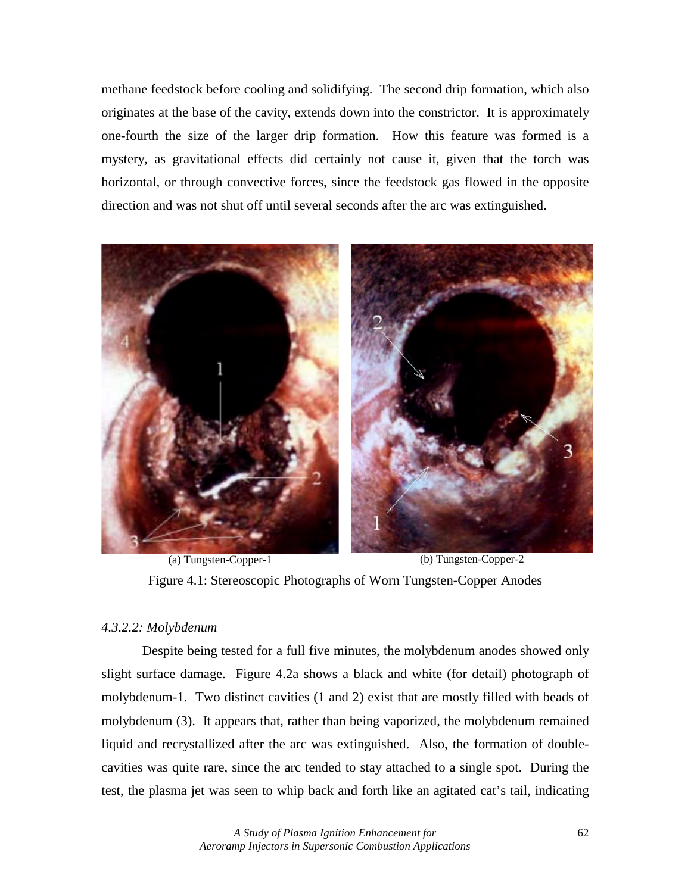methane feedstock before cooling and solidifying. The second drip formation, which also originates at the base of the cavity, extends down into the constrictor. It is approximately one-fourth the size of the larger drip formation. How this feature was formed is a mystery, as gravitational effects did certainly not cause it, given that the torch was horizontal, or through convective forces, since the feedstock gas flowed in the opposite direction and was not shut off until several seconds after the arc was extinguished.

(a) Tungsten-Copper-1 (b) Tungsten-Copper-2

Figure 4.1: Stereoscopic Photographs of Worn Tungsten-Copper Anodes

#### *4.3.2.2: Molybdenum*

Despite being tested for a full five minutes, the molybdenum anodes showed only slight surface damage. Figure 4.2a shows a black and white (for detail) photograph of molybdenum-1. Two distinct cavities (1 and 2) exist that are mostly filled with beads of molybdenum (3). It appears that, rather than being vaporized, the molybdenum remained liquid and recrystallized after the arc was extinguished. Also, the formation of double-cavities was quite rare, since the arc tended to stay attached to a single spot. During the test, the plasma jet was seen to whip back and forth like an agitated cat's tail, indicating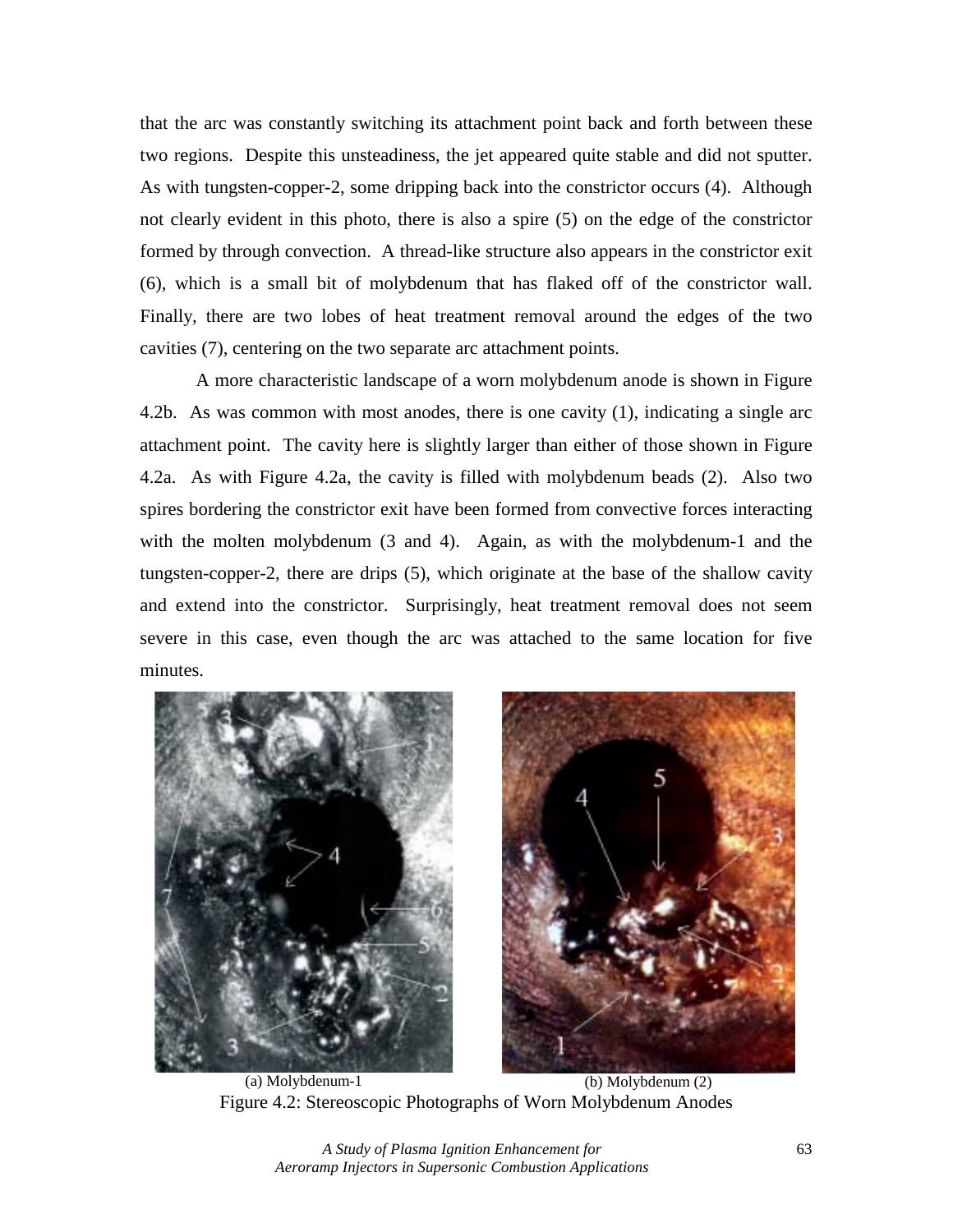that the arc was constantly switching its attachment point back and forth between these two regions. Despite this unsteadiness, the jet appeared quite stable and did not sputter. As with tungsten-copper-2, some dripping back into the constrictor occurs (4). Although not clearly evident in this photo, there is also a spire (5) on the edge of the constrictor formed by through convection. A thread-like structure also appears in the constrictor exit (6), which is a small bit of molybdenum that has flaked off of the constrictor wall. Finally, there are two lobes of heat treatment removal around the edges of the two cavities (7), centering on the two separate arc attachment points.

A more characteristic landscape of a worn molybdenum anode is shown in Figure 4.2b. As was common with most anodes, there is one cavity (1), indicating a single arc attachment point. The cavity here is slightly larger than either of those shown in Figure 4.2a. As with Figure 4.2a, the cavity is filled with molybdenum beads (2). Also two spires bordering the constrictor exit have been formed from convective forces interacting with the molten molybdenum (3 and 4). Again, as with the molybdenum-1 and the tungsten-copper-2, there are drips (5), which originate at the base of the shallow cavity and extend into the constrictor. Surprisingly, heat treatment removal does not seem severe in this case, even though the arc was attached to the same location for five minutes.

(a) Molybdenum-1

(b) Molybdenum (2)

Figure 4.2: Stereoscopic Photographs of Worn Molybdenum Anodes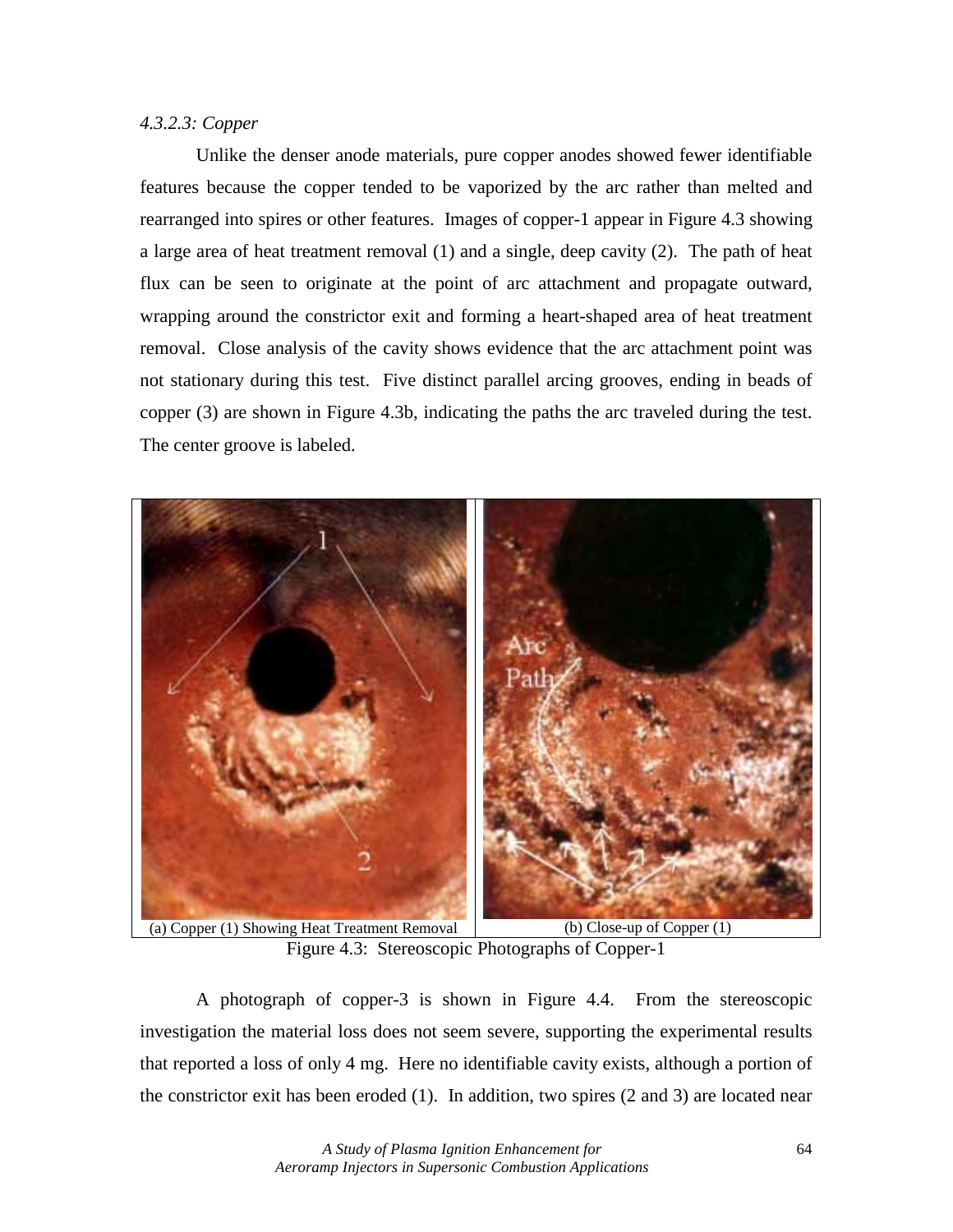*4.3.2.3: Copper*

Unlike the denser anode materials, pure copper anodes showed fewer identifiable features because the copper tended to be vaporized by the arc rather than melted and rearranged into spires or other features. Images of copper-1 appear in Figure 4.3 showing a large area of heat treatment removal (1) and a single, deep cavity (2). The path of heat flux can be seen to originate at the point of arc attachment and propagate outward, wrapping around the constrictor exit and forming a heart-shaped area of heat treatment removal. Close analysis of the cavity shows evidence that the arc attachment point was not stationary during this test. Five distinct parallel arcing grooves, ending in beads of copper (3) are shown in Figure 4.3b, indicating the paths the arc traveled during the test. The center groove is labeled.

(a) Copper (1) Showing Heat Treatment Removal

(b) Close-up of Copper (1)

Figure 4.3: Stereoscopic Photographs of Copper-1

A photograph of copper-3 is shown in Figure 4.4. From the stereoscopic investigation the material loss does not seem severe, supporting the experimental results that reported a loss of only 4 mg. Here no identifiable cavity exists, although a portion of the constrictor exit has been eroded (1). In addition, two spires (2 and 3) are located near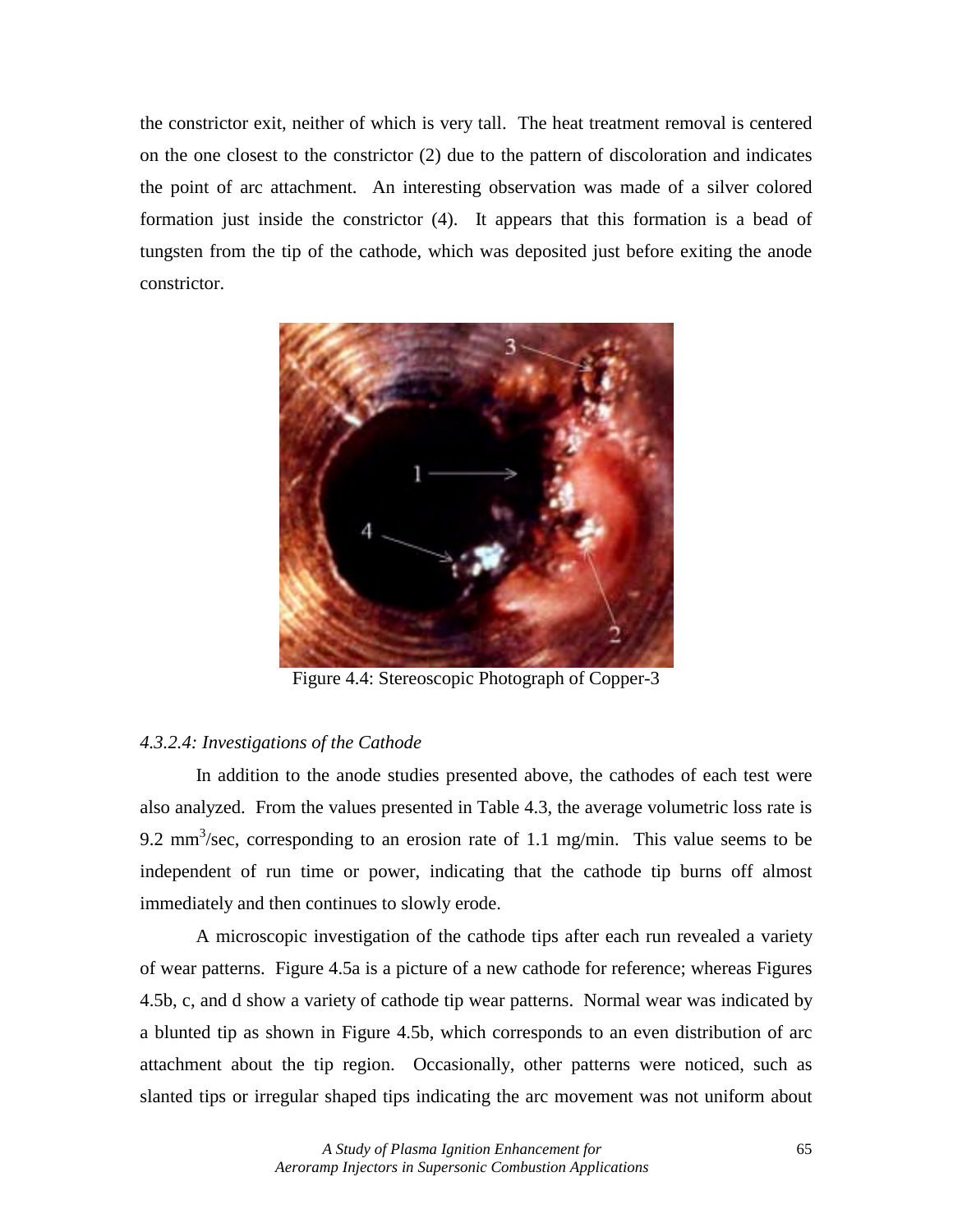the constrictor exit, neither of which is very tall. The heat treatment removal is centered on the one closest to the constrictor (2) due to the pattern of discoloration and indicates the point of arc attachment. An interesting observation was made of a silver colored formation just inside the constrictor (4). It appears that this formation is a bead of tungsten from the tip of the cathode, which was deposited just before exiting the anode constrictor.

Figure 4.4: Stereoscopic Photograph of Copper-3

### *4.3.2.4: Investigations of the Cathode*

In addition to the anode studies presented above, the cathodes of each test were also analyzed. From the values presented in Table 4.3, the average volumetric loss rate is 9.2 $mm^3$/sec, corresponding to an erosion rate of 1.1 mg/min. This value seems to be independent of run time or power, indicating that the cathode tip burns off almost immediately and then continues to slowly erode.

A microscopic investigation of the cathode tips after each run revealed a variety of wear patterns. Figure 4.5a is a picture of a new cathode for reference; whereas Figures 4.5b, c, and d show a variety of cathode tip wear patterns. Normal wear was indicated by a blunted tip as shown in Figure 4.5b, which corresponds to an even distribution of arc attachment about the tip region. Occasionally, other patterns were noticed, such as slanted tips or irregular shaped tips indicating the arc movement was not uniform about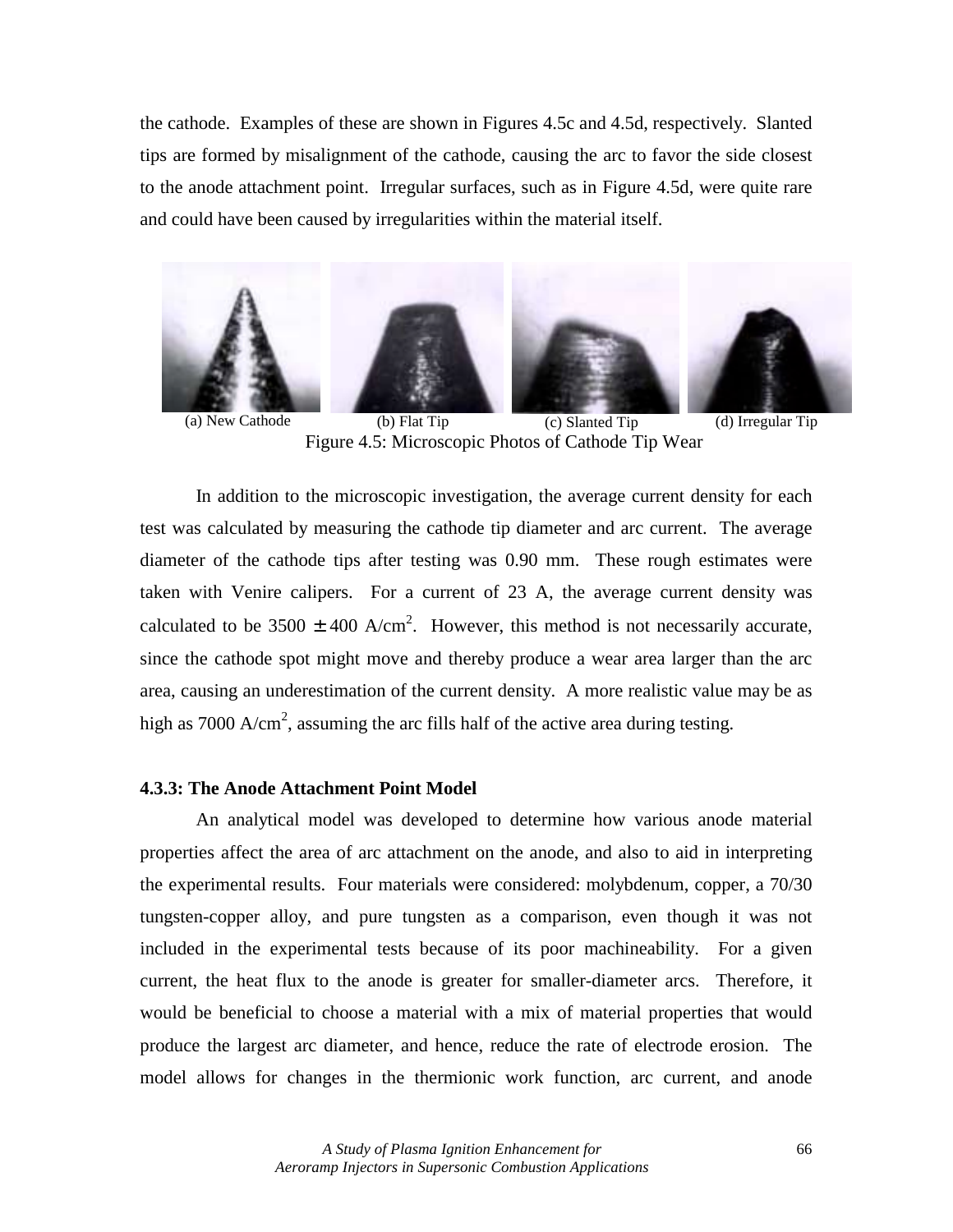the cathode. Examples of these are shown in Figures 4.5c and 4.5d, respectively. Slanted tips are formed by misalignment of the cathode, causing the arc to favor the side closest to the anode attachment point. Irregular surfaces, such as in Figure 4.5d, were quite rare and could have been caused by irregularities within the material itself.

(a) New Cathode (b) Flat Tip (c) Slanted Tip (d) Irregular Tip

Figure 4.5: Microscopic Photos of Cathode Tip Wear

In addition to the microscopic investigation, the average current density for each test was calculated by measuring the cathode tip diameter and arc current. The average diameter of the cathode tips after testing was 0.90 mm. These rough estimates were taken with Venire calipers. For a current of 23 A, the average current density was calculated to be $3500 \pm 400$ A/cm$^2$. However, this method is not necessarily accurate, since the cathode spot might move and thereby produce a wear area larger than the arc area, causing an underestimation of the current density. A more realistic value may be as high as 7000 A/cm$^2$, assuming the arc fills half of the active area during testing.

**4.3.3: The Anode Attachment Point Model**

An analytical model was developed to determine how various anode material properties affect the area of arc attachment on the anode, and also to aid in interpreting the experimental results. Four materials were considered: molybdenum, copper, a 70/30 tungsten-copper alloy, and pure tungsten as a comparison, even though it was not included in the experimental tests because of its poor machineability. For a given current, the heat flux to the anode is greater for smaller-diameter arcs. Therefore, it would be beneficial to choose a material with a mix of material properties that would produce the largest arc diameter, and hence, reduce the rate of electrode erosion. The model allows for changes in the thermionic work function, arc current, and anode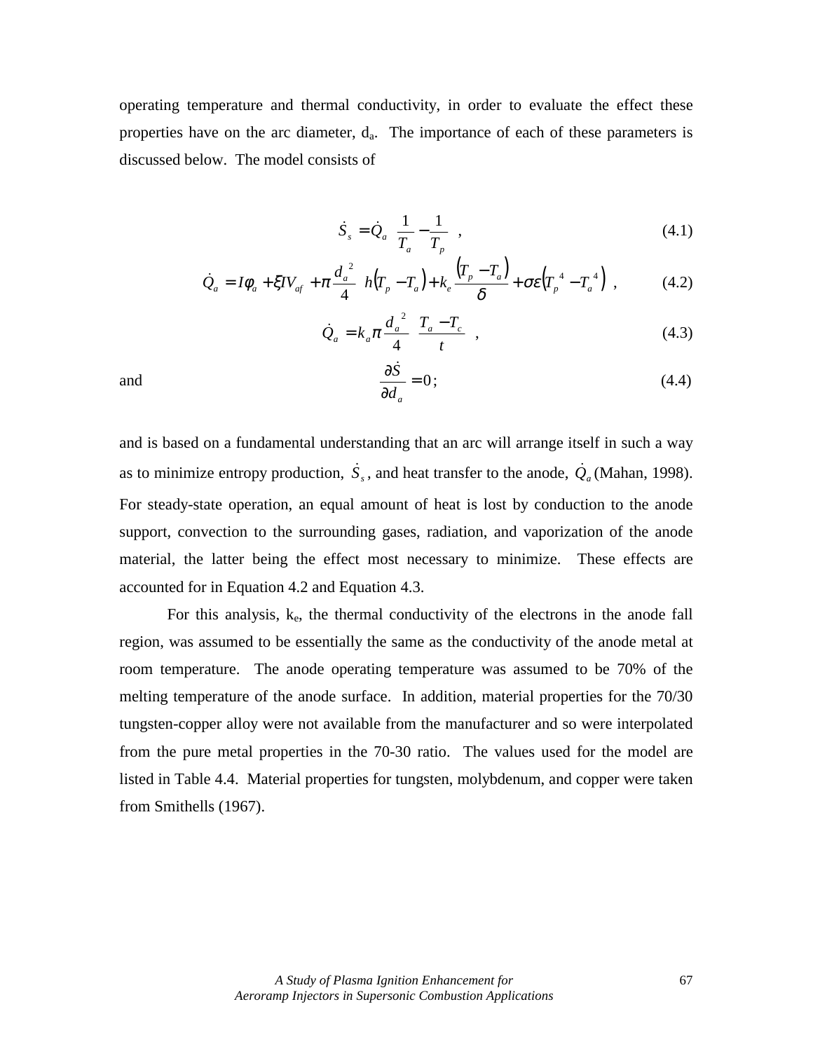operating temperature and thermal conductivity, in order to evaluate the effect these properties have on the arc diameter, $d_a$. The importance of each of these parameters is discussed below. The model consists of

$$\dot{S}_s = \dot{Q}_a \left( \frac{1}{T_a} - \frac{1}{T_p} \right) , \tag{4.1}$$

$$\dot{Q}_a = I\phi_a + \xi I V_{af} + \pi \frac{d_a^{\ 2}}{4} \left( h\left(T_p - T_a\right) + k_e \frac{\left(T_p - T_a\right)}{\delta} + \sigma\varepsilon\left(T_p^{\ 4} - T_a^{\ 4}\right) \right) , \tag{4.2}$$

$$\dot{Q}_a = k_a \pi \frac{d_a^{\ 2}}{4} \left( \frac{T_a - T_c}{t} \right) , \tag{4.3}$$

and

$$\frac{\partial \dot{S}}{\partial d_a} = 0 ; \tag{4.4}$$

and is based on a fundamental understanding that an arc will arrange itself in such a way as to minimize entropy production, $\dot{S}_s$, and heat transfer to the anode, $\dot{Q}_a$ (Mahan, 1998). For steady-state operation, an equal amount of heat is lost by conduction to the anode support, convection to the surrounding gases, radiation, and vaporization of the anode material, the latter being the effect most necessary to minimize. These effects are accounted for in Equation 4.2 and Equation 4.3.

For this analysis, $k_e$, the thermal conductivity of the electrons in the anode fall region, was assumed to be essentially the same as the conductivity of the anode metal at room temperature. The anode operating temperature was assumed to be 70% of the melting temperature of the anode surface. In addition, material properties for the 70/30 tungsten-copper alloy were not available from the manufacturer and so were interpolated from the pure metal properties in the 70-30 ratio. The values used for the model are listed in Table 4.4. Material properties for tungsten, molybdenum, and copper were taken from Smithells (1967).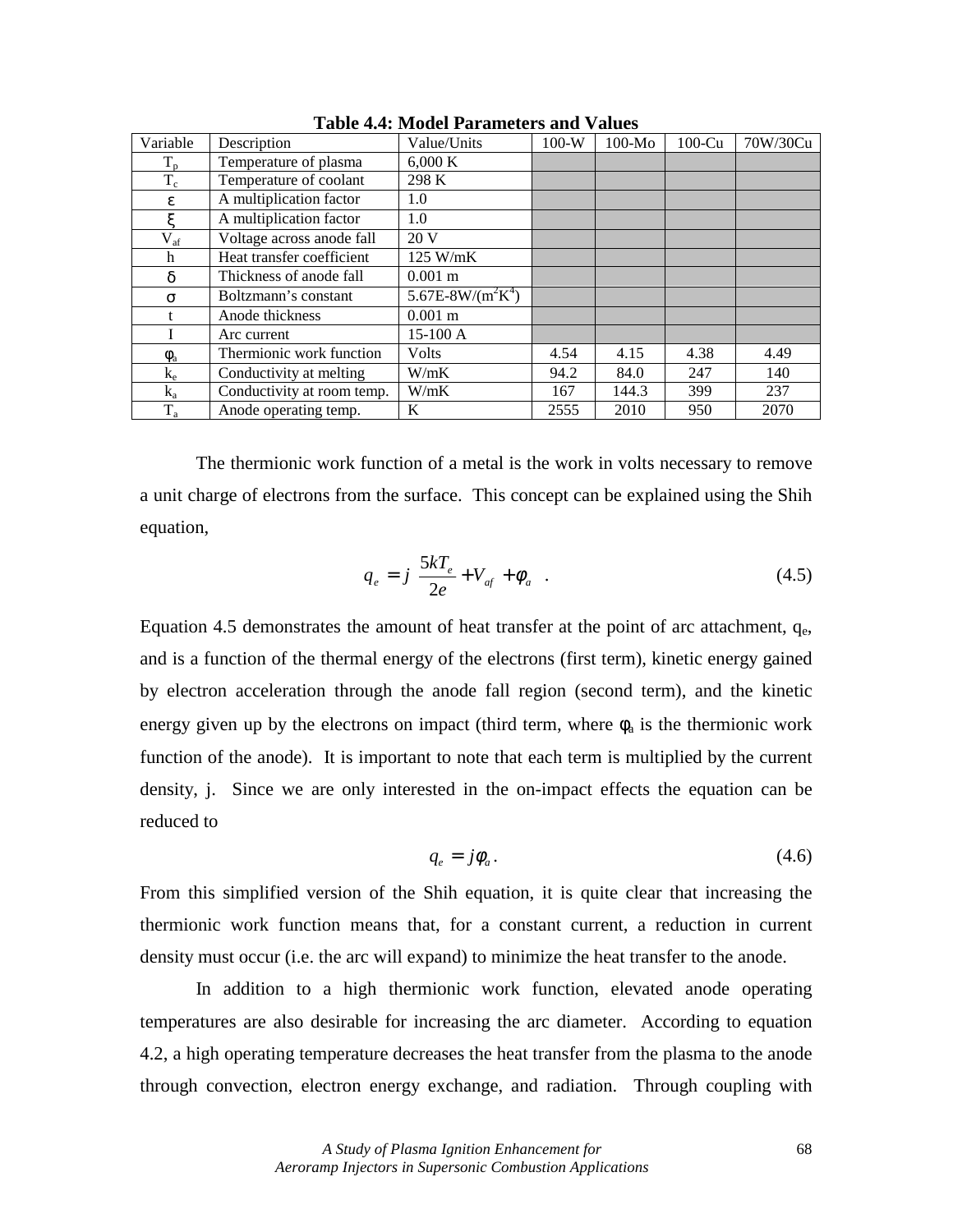**Table 4.4: Model Parameters and Values**

| Variable | Description | Value/Units | 100-W | 100-Mo | 100-Cu | 70W/30Cu |
|---|---|---|---|---|---|---|
| $T_p$ | Temperature of plasma | 6,000 K | | | | |
| $T_c$ | Temperature of coolant | 298 K | | | | |
| $\varepsilon$ | A multiplication factor | 1.0 | | | | |
| $\xi$ | A multiplication factor | 1.0 | | | | |
| $V_{af}$ | Voltage across anode fall | 20 V | | | | |
| h | Heat transfer coefficient | 125 W/mK | | | | |
| $\delta$ | Thickness of anode fall | 0.001 m | | | | |
| $\sigma$ | Boltzmann's constant | 5.67E-8W/($m^2K^4$) | | | | |
| t | Anode thickness | 0.001 m | | | | |
| I | Arc current | 15-100 A | | | | |
| $\phi_a$ | Thermionic work function | Volts | 4.54 | 4.15 | 4.38 | 4.49 |
| $k_e$ | Conductivity at melting | W/mK | 94.2 | 84.0 | 247 | 140 |
| $k_a$ | Conductivity at room temp. | W/mK | 167 | 144.3 | 399 | 237 |
| $T_a$ | Anode operating temp. | K | 2555 | 2010 | 950 | 2070 |

The thermionic work function of a metal is the work in volts necessary to remove a unit charge of electrons from the surface. This concept can be explained using the Shih equation,

$$q_e = j\left(\frac{5kT_e}{2e} + V_{af} + \phi_a\right). \tag{4.5}$$

Equation 4.5 demonstrates the amount of heat transfer at the point of arc attachment, $q_e$, and is a function of the thermal energy of the electrons (first term), kinetic energy gained by electron acceleration through the anode fall region (second term), and the kinetic energy given up by the electrons on impact (third term, where $\phi_a$ is the thermionic work function of the anode). It is important to note that each term is multiplied by the current density, j. Since we are only interested in the on-impact effects the equation can be reduced to

$$q_e = j\phi_a. \tag{4.6}$$

From this simplified version of the Shih equation, it is quite clear that increasing the thermionic work function means that, for a constant current, a reduction in current density must occur (i.e. the arc will expand) to minimize the heat transfer to the anode.

In addition to a high thermionic work function, elevated anode operating temperatures are also desirable for increasing the arc diameter. According to equation 4.2, a high operating temperature decreases the heat transfer from the plasma to the anode through convection, electron energy exchange, and radiation. Through coupling with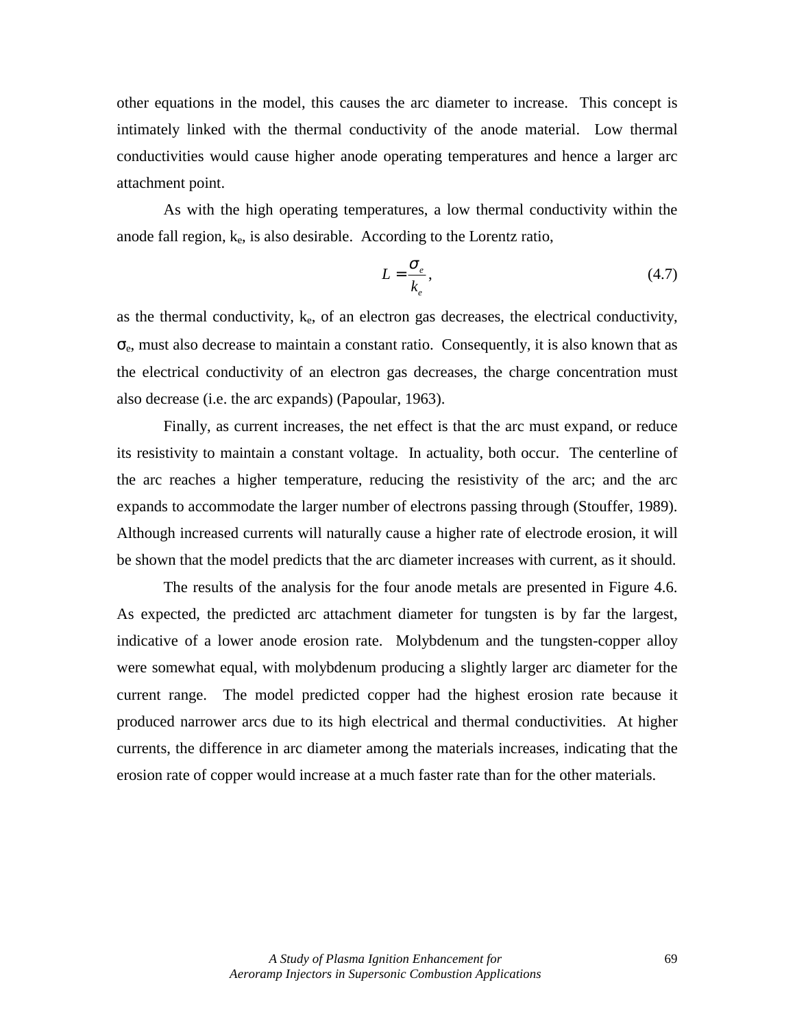other equations in the model, this causes the arc diameter to increase. This concept is intimately linked with the thermal conductivity of the anode material. Low thermal conductivities would cause higher anode operating temperatures and hence a larger arc attachment point.

As with the high operating temperatures, a low thermal conductivity within the anode fall region, $k_e$, is also desirable. According to the Lorentz ratio,

$$L = \frac{\sigma_e}{k_e}, \tag{4.7}$$

as the thermal conductivity, $k_e$, of an electron gas decreases, the electrical conductivity, $\sigma_e$, must also decrease to maintain a constant ratio. Consequently, it is also known that as the electrical conductivity of an electron gas decreases, the charge concentration must also decrease (i.e. the arc expands) (Papoular, 1963).

Finally, as current increases, the net effect is that the arc must expand, or reduce its resistivity to maintain a constant voltage. In actuality, both occur. The centerline of the arc reaches a higher temperature, reducing the resistivity of the arc; and the arc expands to accommodate the larger number of electrons passing through (Stouffer, 1989). Although increased currents will naturally cause a higher rate of electrode erosion, it will be shown that the model predicts that the arc diameter increases with current, as it should.

The results of the analysis for the four anode metals are presented in Figure 4.6. As expected, the predicted arc attachment diameter for tungsten is by far the largest, indicative of a lower anode erosion rate. Molybdenum and the tungsten-copper alloy were somewhat equal, with molybdenum producing a slightly larger arc diameter for the current range. The model predicted copper had the highest erosion rate because it produced narrower arcs due to its high electrical and thermal conductivities. At higher currents, the difference in arc diameter among the materials increases, indicating that the erosion rate of copper would increase at a much faster rate than for the other materials.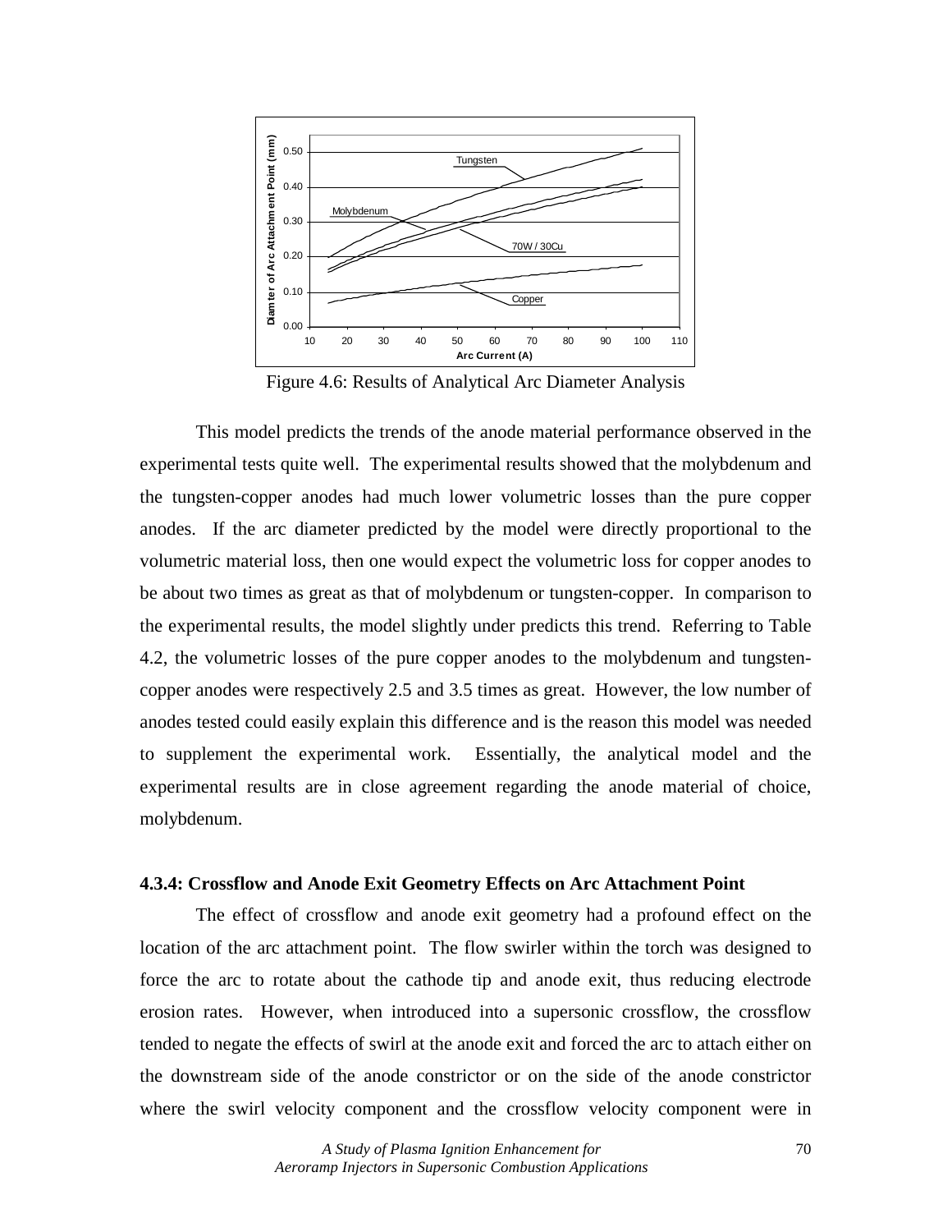Figure 4.6: Results of Analytical Arc Diameter Analysis

This model predicts the trends of the anode material performance observed in the experimental tests quite well. The experimental results showed that the molybdenum and the tungsten-copper anodes had much lower volumetric losses than the pure copper anodes. If the arc diameter predicted by the model were directly proportional to the volumetric material loss, then one would expect the volumetric loss for copper anodes to be about two times as great as that of molybdenum or tungsten-copper. In comparison to the experimental results, the model slightly under predicts this trend. Referring to Table 4.2, the volumetric losses of the pure copper anodes to the molybdenum and tungsten-copper anodes were respectively 2.5 and 3.5 times as great. However, the low number of anodes tested could easily explain this difference and is the reason this model was needed to supplement the experimental work. Essentially, the analytical model and the experimental results are in close agreement regarding the anode material of choice, molybdenum.

### 4.3.4: Crossflow and Anode Exit Geometry Effects on Arc Attachment Point

The effect of crossflow and anode exit geometry had a profound effect on the location of the arc attachment point. The flow swirler within the torch was designed to force the arc to rotate about the cathode tip and anode exit, thus reducing electrode erosion rates. However, when introduced into a supersonic crossflow, the crossflow tended to negate the effects of swirl at the anode exit and forced the arc to attach either on the downstream side of the anode constrictor or on the side of the anode constrictor where the swirl velocity component and the crossflow velocity component were in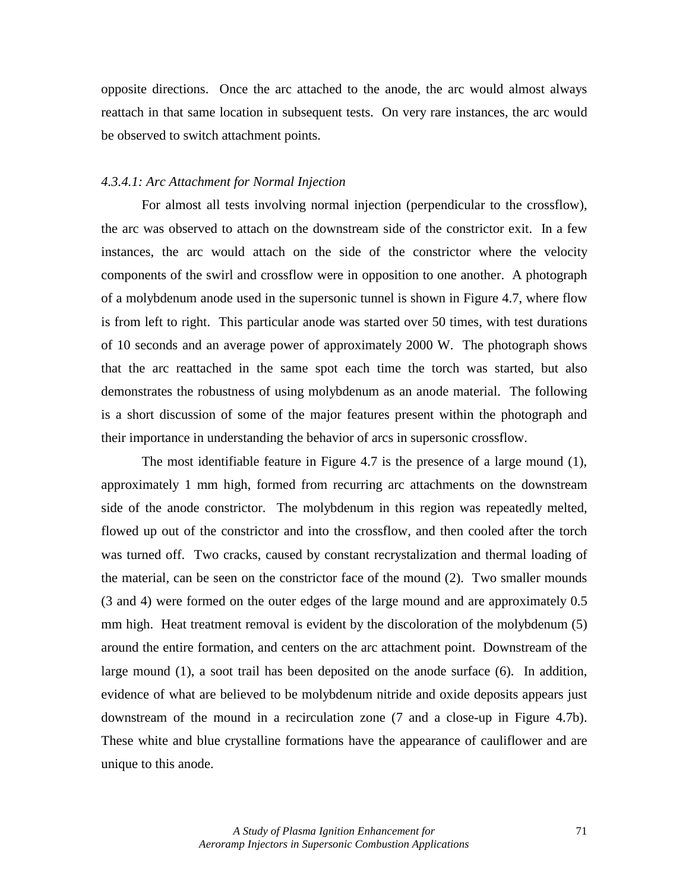opposite directions. Once the arc attached to the anode, the arc would almost always reattach in that same location in subsequent tests. On very rare instances, the arc would be observed to switch attachment points.

#### *4.3.4.1: Arc Attachment for Normal Injection*

For almost all tests involving normal injection (perpendicular to the crossflow), the arc was observed to attach on the downstream side of the constrictor exit. In a few instances, the arc would attach on the side of the constrictor where the velocity components of the swirl and crossflow were in opposition to one another. A photograph of a molybdenum anode used in the supersonic tunnel is shown in Figure 4.7, where flow is from left to right. This particular anode was started over 50 times, with test durations of 10 seconds and an average power of approximately 2000 W. The photograph shows that the arc reattached in the same spot each time the torch was started, but also demonstrates the robustness of using molybdenum as an anode material. The following is a short discussion of some of the major features present within the photograph and their importance in understanding the behavior of arcs in supersonic crossflow.

The most identifiable feature in Figure 4.7 is the presence of a large mound (1), approximately 1 mm high, formed from recurring arc attachments on the downstream side of the anode constrictor. The molybdenum in this region was repeatedly melted, flowed up out of the constrictor and into the crossflow, and then cooled after the torch was turned off. Two cracks, caused by constant recrystalization and thermal loading of the material, can be seen on the constrictor face of the mound (2). Two smaller mounds (3 and 4) were formed on the outer edges of the large mound and are approximately 0.5 mm high. Heat treatment removal is evident by the discoloration of the molybdenum (5) around the entire formation, and centers on the arc attachment point. Downstream of the large mound (1), a soot trail has been deposited on the anode surface (6). In addition, evidence of what are believed to be molybdenum nitride and oxide deposits appears just downstream of the mound in a recirculation zone (7 and a close-up in Figure 4.7b). These white and blue crystalline formations have the appearance of cauliflower and are unique to this anode.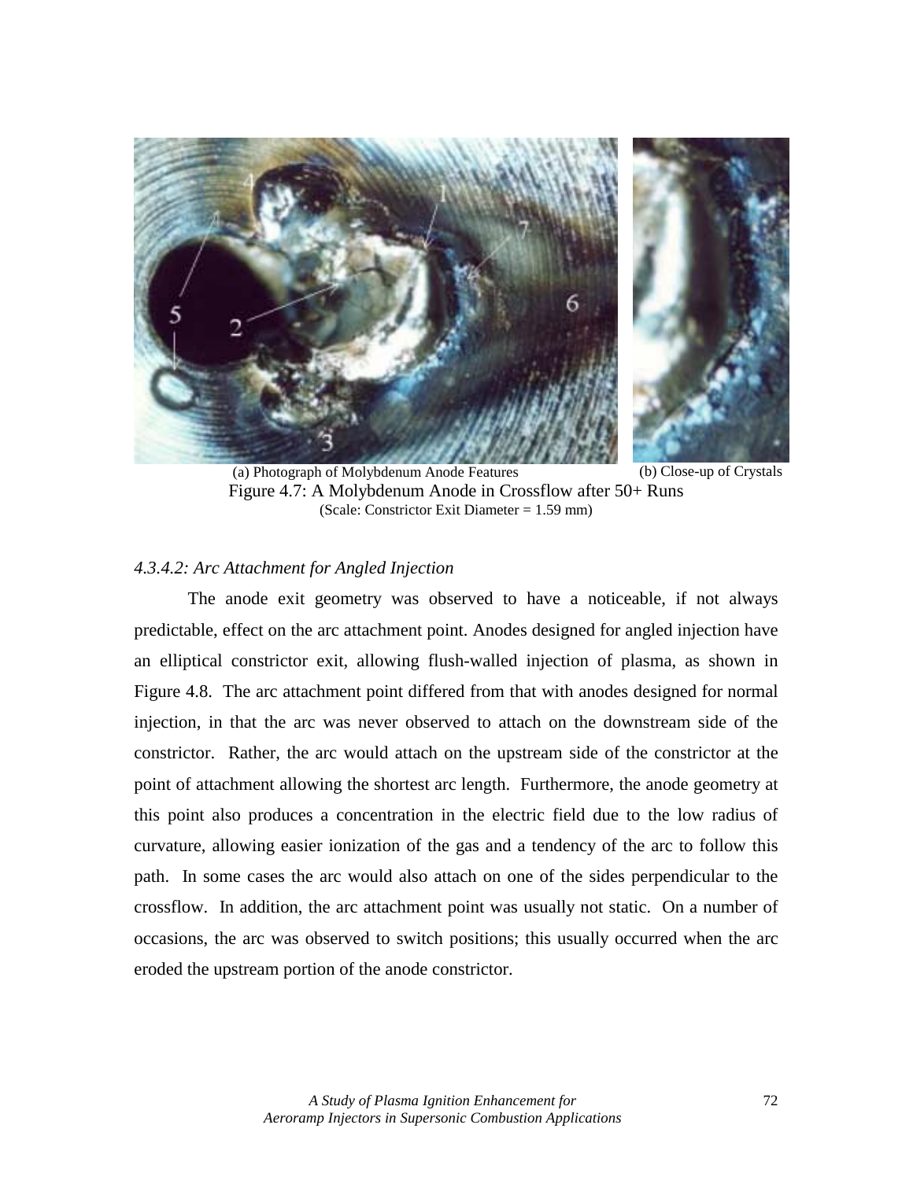(a) Photograph of Molybdenum Anode Features (b) Close-up of Crystals

Figure 4.7: A Molybdenum Anode in Crossflow after 50+ Runs
(Scale: Constrictor Exit Diameter = 1.59 mm)

### *4.3.4.2: Arc Attachment for Angled Injection*

The anode exit geometry was observed to have a noticeable, if not always predictable, effect on the arc attachment point. Anodes designed for angled injection have an elliptical constrictor exit, allowing flush-walled injection of plasma, as shown in Figure 4.8. The arc attachment point differed from that with anodes designed for normal injection, in that the arc was never observed to attach on the downstream side of the constrictor. Rather, the arc would attach on the upstream side of the constrictor at the point of attachment allowing the shortest arc length. Furthermore, the anode geometry at this point also produces a concentration in the electric field due to the low radius of curvature, allowing easier ionization of the gas and a tendency of the arc to follow this path. In some cases the arc would also attach on one of the sides perpendicular to the crossflow. In addition, the arc attachment point was usually not static. On a number of occasions, the arc was observed to switch positions; this usually occurred when the arc eroded the upstream portion of the anode constrictor.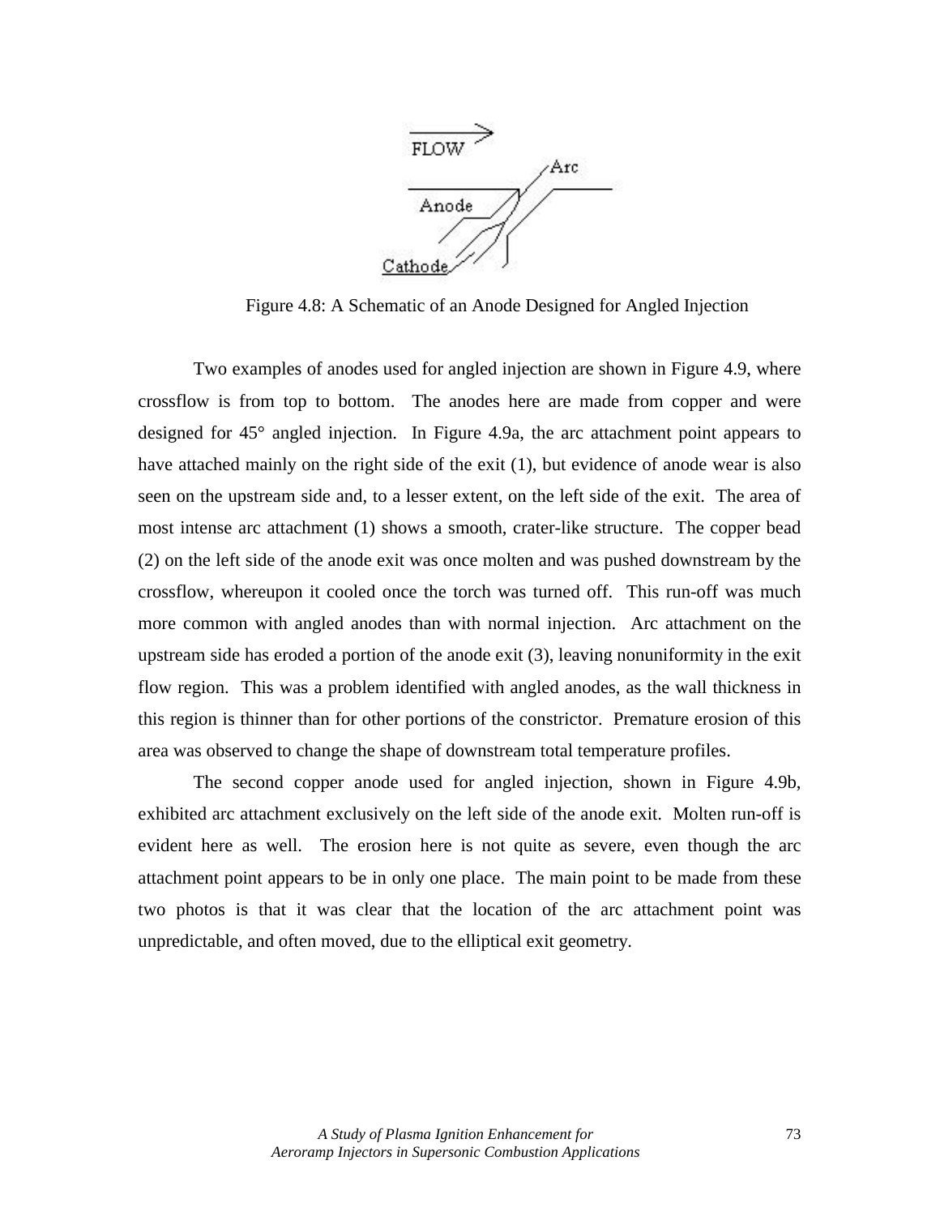Figure 4.8: A Schematic of an Anode Designed for Angled Injection

Two examples of anodes used for angled injection are shown in Figure 4.9, where crossflow is from top to bottom. The anodes here are made from copper and were designed for 45° angled injection. In Figure 4.9a, the arc attachment point appears to have attached mainly on the right side of the exit (1), but evidence of anode wear is also seen on the upstream side and, to a lesser extent, on the left side of the exit. The area of most intense arc attachment (1) shows a smooth, crater-like structure. The copper bead (2) on the left side of the anode exit was once molten and was pushed downstream by the crossflow, whereupon it cooled once the torch was turned off. This run-off was much more common with angled anodes than with normal injection. Arc attachment on the upstream side has eroded a portion of the anode exit (3), leaving nonuniformity in the exit flow region. This was a problem identified with angled anodes, as the wall thickness in this region is thinner than for other portions of the constrictor. Premature erosion of this area was observed to change the shape of downstream total temperature profiles.

The second copper anode used for angled injection, shown in Figure 4.9b, exhibited arc attachment exclusively on the left side of the anode exit. Molten run-off is evident here as well. The erosion here is not quite as severe, even though the arc attachment point appears to be in only one place. The main point to be made from these two photos is that it was clear that the location of the arc attachment point was unpredictable, and often moved, due to the elliptical exit geometry.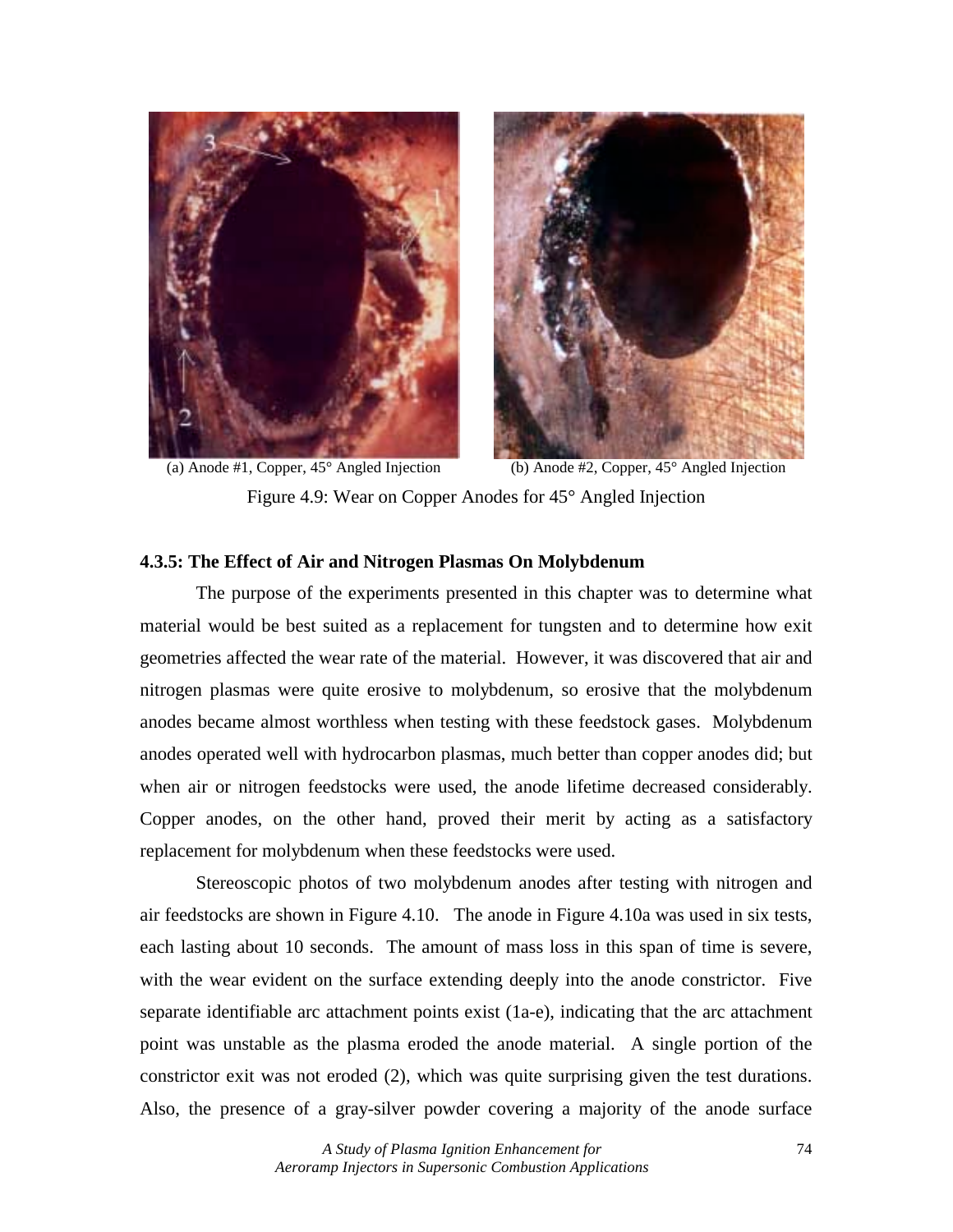(a) Anode #1, Copper, 45° Angled Injection

(b) Anode #2, Copper, 45° Angled Injection

Figure 4.9: Wear on Copper Anodes for 45° Angled Injection

#### 4.3.5: The Effect of Air and Nitrogen Plasmas On Molybdenum

The purpose of the experiments presented in this chapter was to determine what material would be best suited as a replacement for tungsten and to determine how exit geometries affected the wear rate of the material. However, it was discovered that air and nitrogen plasmas were quite erosive to molybdenum, so erosive that the molybdenum anodes became almost worthless when testing with these feedstock gases. Molybdenum anodes operated well with hydrocarbon plasmas, much better than copper anodes did; but when air or nitrogen feedstocks were used, the anode lifetime decreased considerably. Copper anodes, on the other hand, proved their merit by acting as a satisfactory replacement for molybdenum when these feedstocks were used.

Stereoscopic photos of two molybdenum anodes after testing with nitrogen and air feedstocks are shown in Figure 4.10. The anode in Figure 4.10a was used in six tests, each lasting about 10 seconds. The amount of mass loss in this span of time is severe, with the wear evident on the surface extending deeply into the anode constrictor. Five separate identifiable arc attachment points exist (1a-e), indicating that the arc attachment point was unstable as the plasma eroded the anode material. A single portion of the constrictor exit was not eroded (2), which was quite surprising given the test durations. Also, the presence of a gray-silver powder covering a majority of the anode surface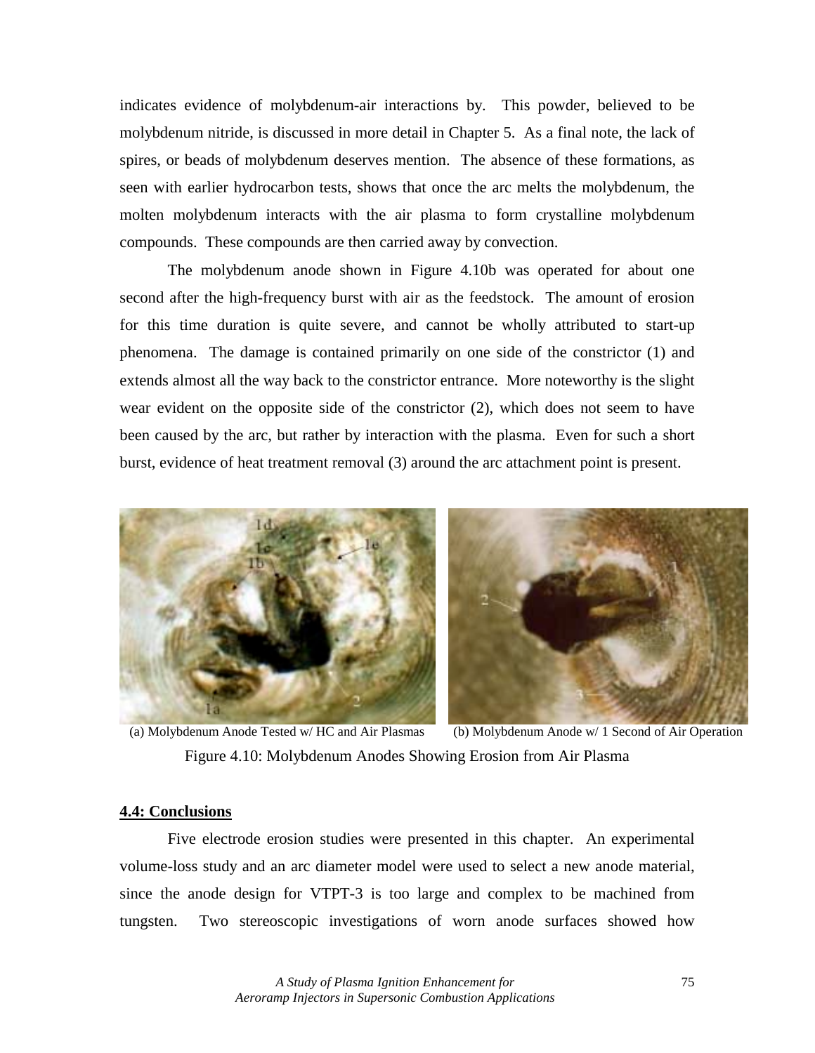indicates evidence of molybdenum-air interactions by. This powder, believed to be molybdenum nitride, is discussed in more detail in Chapter 5. As a final note, the lack of spires, or beads of molybdenum deserves mention. The absence of these formations, as seen with earlier hydrocarbon tests, shows that once the arc melts the molybdenum, the molten molybdenum interacts with the air plasma to form crystalline molybdenum compounds. These compounds are then carried away by convection.

The molybdenum anode shown in Figure 4.10b was operated for about one second after the high-frequency burst with air as the feedstock. The amount of erosion for this time duration is quite severe, and cannot be wholly attributed to start-up phenomena. The damage is contained primarily on one side of the constrictor (1) and extends almost all the way back to the constrictor entrance. More noteworthy is the slight wear evident on the opposite side of the constrictor (2), which does not seem to have been caused by the arc, but rather by interaction with the plasma. Even for such a short burst, evidence of heat treatment removal (3) around the arc attachment point is present.

(a) Molybdenum Anode Tested w/ HC and Air Plasmas (b) Molybdenum Anode w/ 1 Second of Air Operation

Figure 4.10: Molybdenum Anodes Showing Erosion from Air Plasma

## 4.4: Conclusions

Five electrode erosion studies were presented in this chapter. An experimental volume-loss study and an arc diameter model were used to select a new anode material, since the anode design for VTPT-3 is too large and complex to be machined from tungsten. Two stereoscopic investigations of worn anode surfaces showed how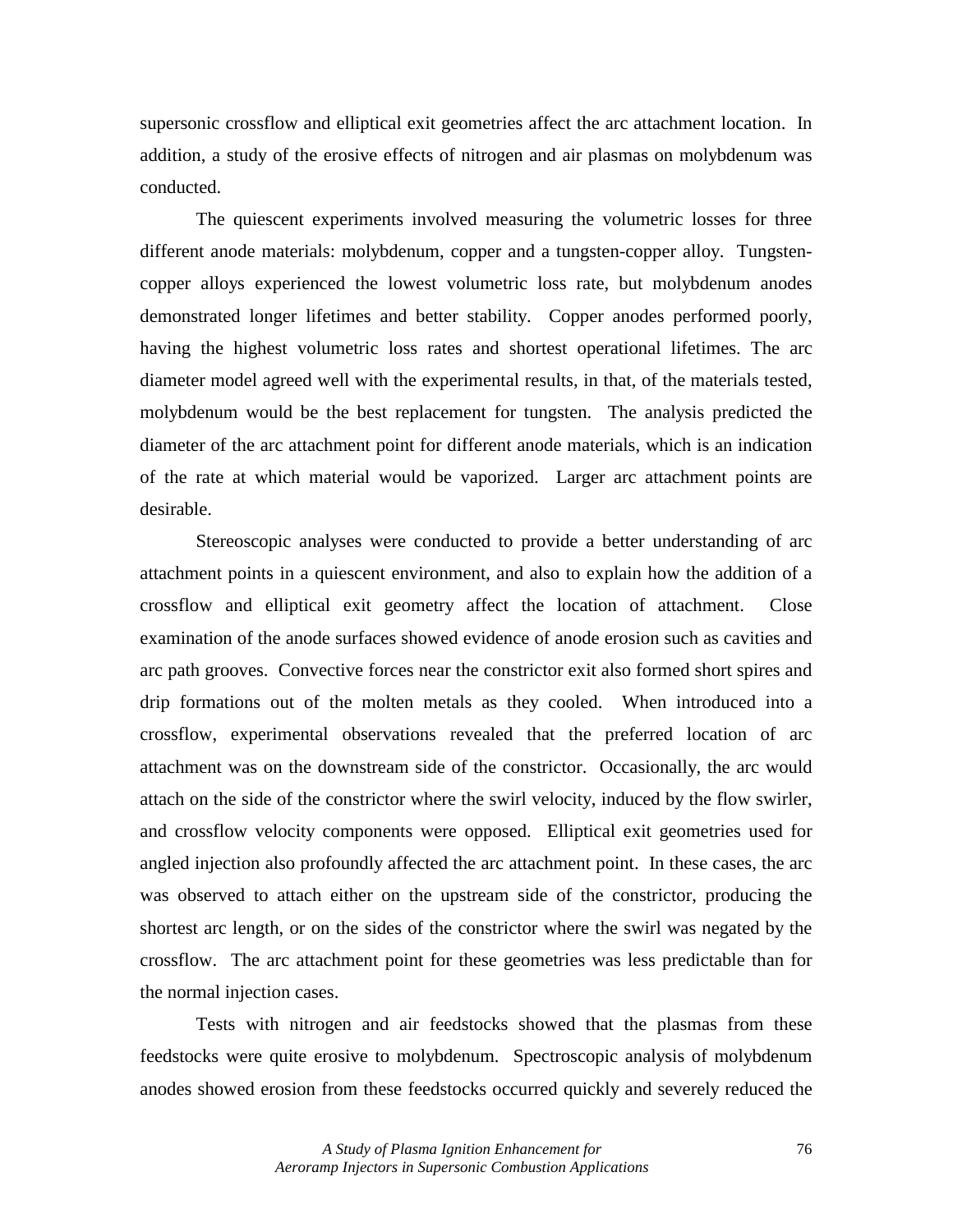supersonic crossflow and elliptical exit geometries affect the arc attachment location. In addition, a study of the erosive effects of nitrogen and air plasmas on molybdenum was conducted.

The quiescent experiments involved measuring the volumetric losses for three different anode materials: molybdenum, copper and a tungsten-copper alloy. Tungsten-copper alloys experienced the lowest volumetric loss rate, but molybdenum anodes demonstrated longer lifetimes and better stability. Copper anodes performed poorly, having the highest volumetric loss rates and shortest operational lifetimes. The arc diameter model agreed well with the experimental results, in that, of the materials tested, molybdenum would be the best replacement for tungsten. The analysis predicted the diameter of the arc attachment point for different anode materials, which is an indication of the rate at which material would be vaporized. Larger arc attachment points are desirable.

Stereoscopic analyses were conducted to provide a better understanding of arc attachment points in a quiescent environment, and also to explain how the addition of a crossflow and elliptical exit geometry affect the location of attachment. Close examination of the anode surfaces showed evidence of anode erosion such as cavities and arc path grooves. Convective forces near the constrictor exit also formed short spires and drip formations out of the molten metals as they cooled. When introduced into a crossflow, experimental observations revealed that the preferred location of arc attachment was on the downstream side of the constrictor. Occasionally, the arc would attach on the side of the constrictor where the swirl velocity, induced by the flow swirler, and crossflow velocity components were opposed. Elliptical exit geometries used for angled injection also profoundly affected the arc attachment point. In these cases, the arc was observed to attach either on the upstream side of the constrictor, producing the shortest arc length, or on the sides of the constrictor where the swirl was negated by the crossflow. The arc attachment point for these geometries was less predictable than for the normal injection cases.

Tests with nitrogen and air feedstocks showed that the plasmas from these feedstocks were quite erosive to molybdenum. Spectroscopic analysis of molybdenum anodes showed erosion from these feedstocks occurred quickly and severely reduced the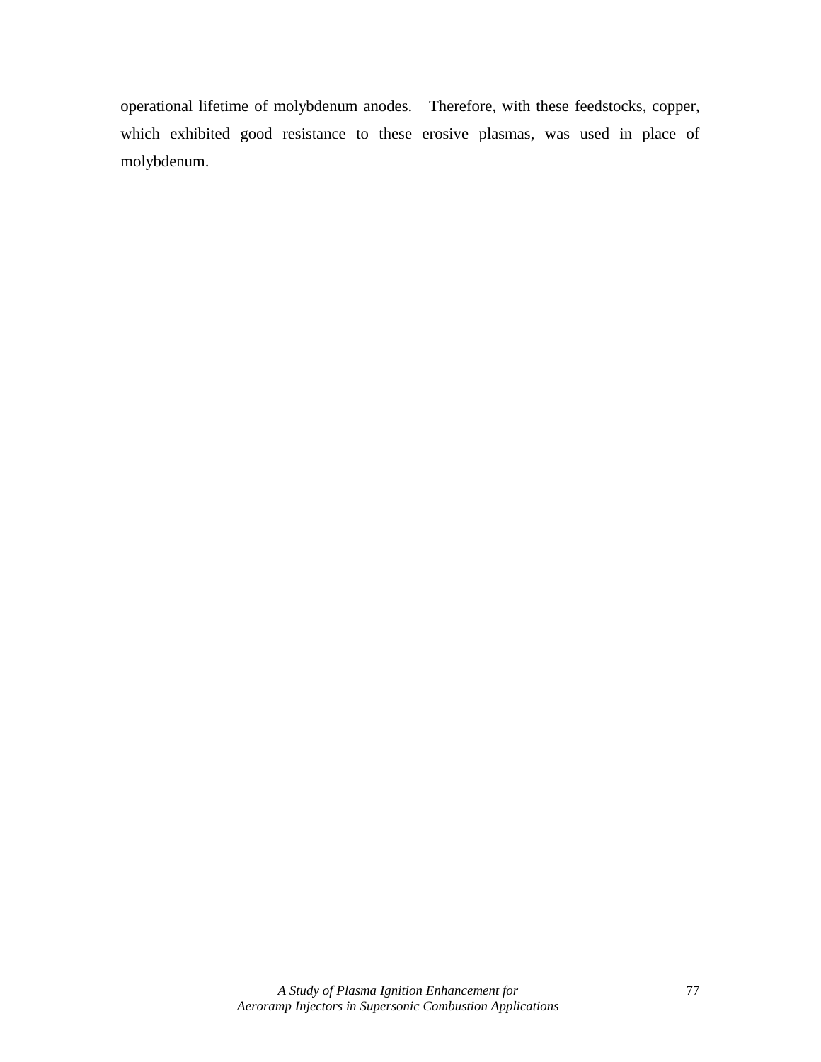operational lifetime of molybdenum anodes. Therefore, with these feedstocks, copper, which exhibited good resistance to these erosive plasmas, was used in place of molybdenum.